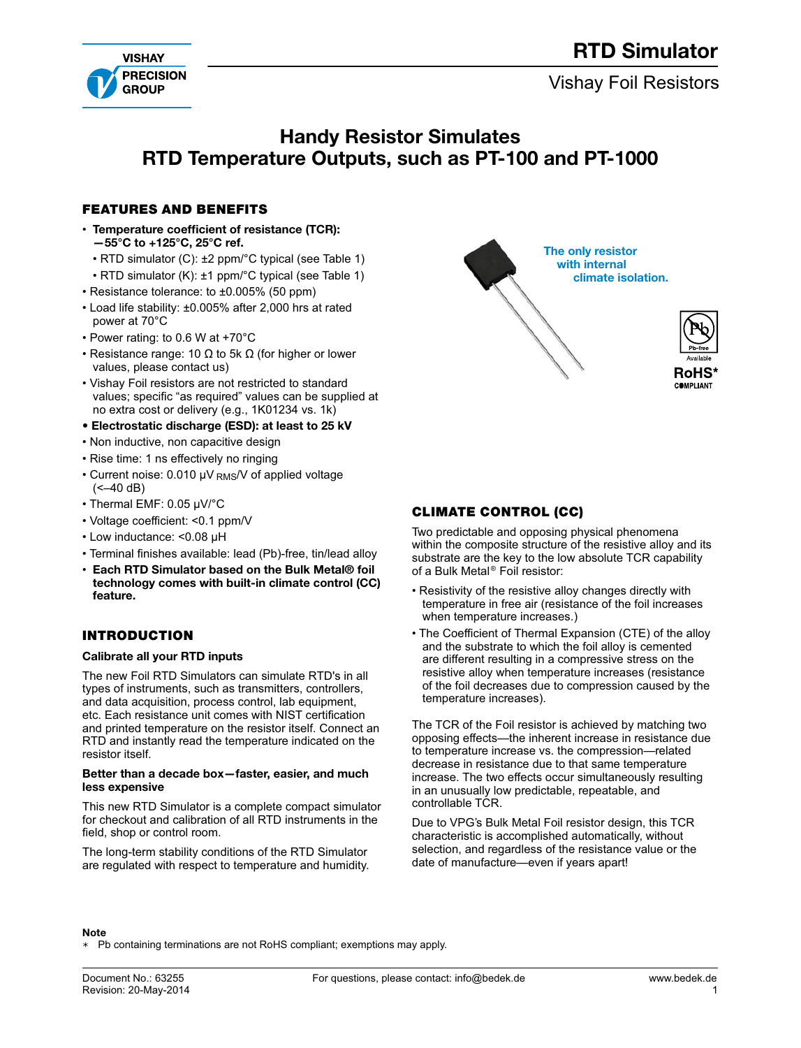# RTD Simulator

Vishay Foil Resistors

## Handy Resistor Simulates RTD Temperature Outputs, such as PT-100 and PT-1000

### FEATURES AND BENEFITS

- **Temperature coefficient of resistance (TCR): —55°C to +125°C, 25°C ref.**
  - RTD simulator (C): ±2 ppm/°C typical (see Table 1)
  - RTD simulator (K): ±1 ppm/°C typical (see Table 1)
- Resistance tolerance: to ±0.005% (50 ppm)
- Load life stability: ±0.005% after 2,000 hrs at rated power at 70°C
- Power rating: to 0.6 W at +70°C
- Resistance range: 10 Ω to 5k Ω (for higher or lower values, please contact us)
- Vishay Foil resistors are not restricted to standard values; specific "as required" values can be supplied at no extra cost or delivery (e.g., 1K01234 vs. 1k)
- **Electrostatic discharge (ESD): at least to 25 kV**
- Non inductive, non capacitive design
- Rise time: 1 ns effectively no ringing
- Current noise: 0.010 µV $_{RMS}$/V of applied voltage (<–40 dB)
- Thermal EMF: 0.05 µV/°C
- Voltage coefficient: <0.1 ppm/V
- Low inductance: <0.08 µH
- Terminal finishes available: lead (Pb)-free, tin/lead alloy
- **Each RTD Simulator based on the Bulk Metal® foil technology comes with built-in climate control (CC) feature.**

The only resistor with internal climate isolation.

Pb-free Available

RoHS* COMPLIANT

### INTRODUCTION

**Calibrate all your RTD inputs**

The new Foil RTD Simulators can simulate RTD's in all types of instruments, such as transmitters, controllers, and data acquisition, process control, lab equipment, etc. Each resistance unit comes with NIST certification and printed temperature on the resistor itself. Connect an RTD and instantly read the temperature indicated on the resistor itself.

**Better than a decade box—faster, easier, and much less expensive**

This new RTD Simulator is a complete compact simulator for checkout and calibration of all RTD instruments in the field, shop or control room.

The long-term stability conditions of the RTD Simulator are regulated with respect to temperature and humidity.

### CLIMATE CONTROL (CC)

Two predictable and opposing physical phenomena within the composite structure of the resistive alloy and its substrate are the key to the low absolute TCR capability of a Bulk Metal® Foil resistor:

- Resistivity of the resistive alloy changes directly with temperature in free air (resistance of the foil increases when temperature increases.)
- The Coefficient of Thermal Expansion (CTE) of the alloy and the substrate to which the foil alloy is cemented are different resulting in a compressive stress on the resistive alloy when temperature increases (resistance of the foil decreases due to compression caused by the temperature increases).

The TCR of the Foil resistor is achieved by matching two opposing effects—the inherent increase in resistance due to temperature increase vs. the compression—related decrease in resistance due to that same temperature increase. The two effects occur simultaneously resulting in an unusually low predictable, repeatable, and controllable TCR.

Due to VPG's Bulk Metal Foil resistor design, this TCR characteristic is accomplished automatically, without selection, and regardless of the resistance value or the date of manufacture—even if years apart!

**Note**

* Pb containing terminations are not RoHS compliant; exemptions may apply.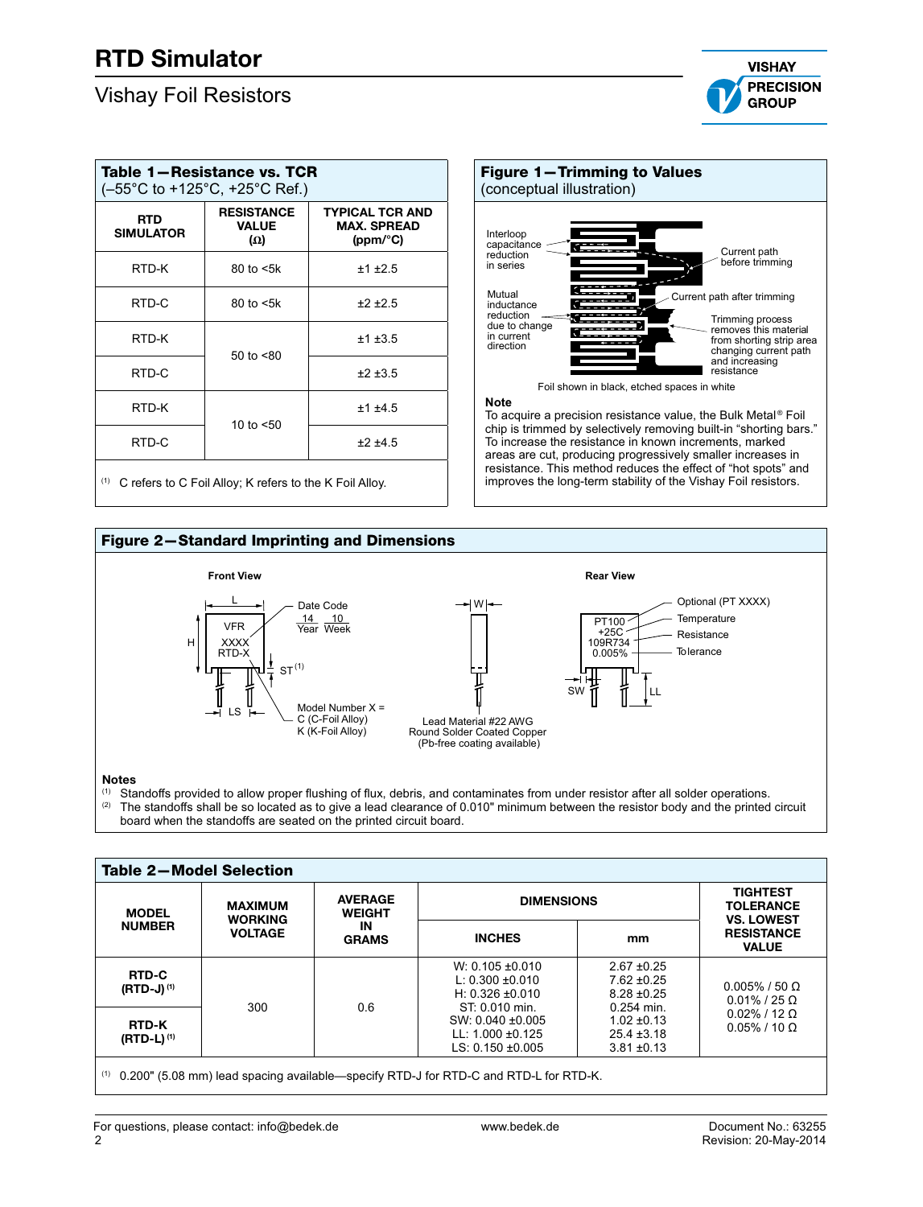# RTD Simulator

Vishay Foil Resistors

### Table 1—Resistance vs. TCR
(–55°C to +125°C, +25°C Ref.)

| RTD SIMULATOR | RESISTANCE VALUE (Ω) | TYPICAL TCR AND MAX. SPREAD (ppm/°C) |
|---|---|---|
| RTD-K | 80 to <5k | ±1 ±2.5 |
| RTD-C | 80 to <5k | ±2 ±2.5 |
| RTD-K | 50 to <80 | ±1 ±3.5 |
| RTD-C | | ±2 ±3.5 |
| RTD-K | 10 to <50 | ±1 ±4.5 |
| RTD-C | | ±2 ±4.5 |

(1) C refers to C Foil Alloy; K refers to the K Foil Alloy.

### Figure 1—Trimming to Values
(conceptual illustration)

Interloop capacitance reduction in series

Mutual inductance reduction due to change in current direction

Current path before trimming

Current path after trimming

Trimming process removes this material from shorting strip area changing current path and increasing resistance

Foil shown in black, etched spaces in white

**Note**

To acquire a precision resistance value, the Bulk Metal® Foil chip is trimmed by selectively removing built-in "shorting bars." To increase the resistance in known increments, marked areas are cut, producing progressively smaller increases in resistance. This method reduces the effect of "hot spots" and improves the long-term stability of the Vishay Foil resistors.

### Figure 2—Standard Imprinting and Dimensions

Front View: L, H, VFR, XXXX, RTD-X, LS, ST(1), Date Code 14 10 (Year Week), Model Number X = C (C-Foil Alloy), K (K-Foil Alloy)

W; Lead Material #22 AWG Round Solder Coated Copper (Pb-free coating available)

Rear View: PT100, +25C, 109R734, 0.005%, SW, LL; Optional (PT XXXX), Temperature, Resistance, Tolerance

**Notes**

(1) Standoffs provided to allow proper flushing of flux, debris, and contaminates from under resistor after all solder operations.

(2) The standoffs shall be so located as to give a lead clearance of 0.010" minimum between the resistor body and the printed circuit board when the standoffs are seated on the printed circuit board.

### Table 2—Model Selection

| MODEL NUMBER | MAXIMUM WORKING VOLTAGE | AVERAGE WEIGHT IN GRAMS | DIMENSIONS | | TIGHTEST TOLERANCE VS. LOWEST RESISTANCE VALUE |
|---|---|---|---|---|---|
| | | | INCHES | mm | |
| RTD-C (RTD-J) (1) | 300 | 0.6 | W: 0.105 ±0.010<br>L: 0.300 ±0.010<br>H: 0.326 ±0.010<br>ST: 0.010 min.<br>SW: 0.040 ±0.005<br>LL: 1.000 ±0.125<br>LS: 0.150 ±0.005 | 2.67 ±0.25<br>7.62 ±0.25<br>8.28 ±0.25<br>0.254 min.<br>1.02 ±0.13<br>25.4 ±3.18<br>3.81 ±0.13 | 0.005% / 50 Ω<br>0.01% / 25 Ω<br>0.02% / 12 Ω<br>0.05% / 10 Ω |
| RTD-K (RTD-L) (1) | | | | | |

(1) 0.200" (5.08 mm) lead spacing available—specify RTD-J for RTD-C and RTD-L for RTD-K.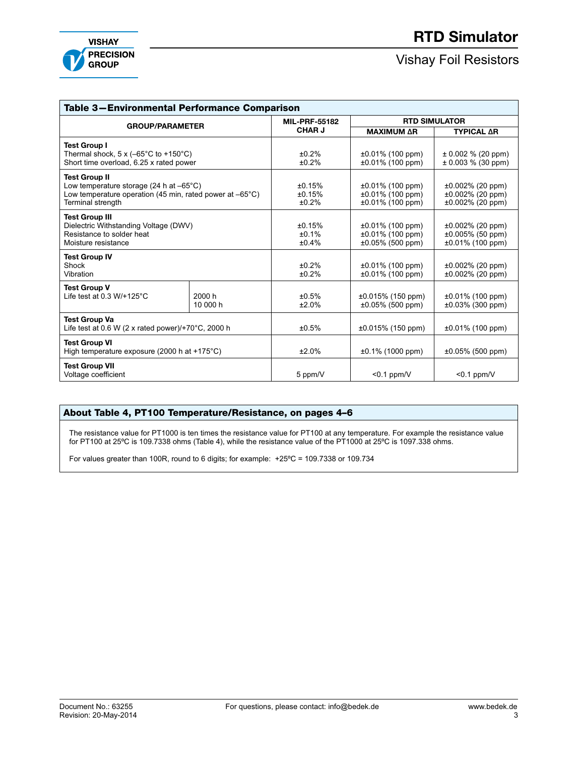## Table 3—Environmental Performance Comparison

| GROUP/PARAMETER | | MIL-PRF-55182 CHAR J | RTD SIMULATOR | |
|---|---|---|---|---|
| | | | MAXIMUM ΔR | TYPICAL ΔR |
| **Test Group I**<br>Thermal shock, 5 x (–65°C to +150°C)<br>Short time overload, 6.25 x rated power | | ±0.2%<br>±0.2% | ±0.01% (100 ppm)<br>±0.01% (100 ppm) | ± 0.002 % (20 ppm)<br>± 0.003 % (30 ppm) |
| **Test Group II**<br>Low temperature storage (24 h at –65°C)<br>Low temperature operation (45 min, rated power at –65°C)<br>Terminal strength | | ±0.15%<br>±0.15%<br>±0.2% | ±0.01% (100 ppm)<br>±0.01% (100 ppm)<br>±0.01% (100 ppm) | ±0.002% (20 ppm)<br>±0.002% (20 ppm)<br>±0.002% (20 ppm) |
| **Test Group III**<br>Dielectric Withstanding Voltage (DWV)<br>Resistance to solder heat<br>Moisture resistance | | ±0.15%<br>±0.1%<br>±0.4% | ±0.01% (100 ppm)<br>±0.01% (100 ppm)<br>±0.05% (500 ppm) | ±0.002% (20 ppm)<br>±0.005% (50 ppm)<br>±0.01% (100 ppm) |
| **Test Group IV**<br>Shock<br>Vibration | | ±0.2%<br>±0.2% | ±0.01% (100 ppm)<br>±0.01% (100 ppm) | ±0.002% (20 ppm)<br>±0.002% (20 ppm) |
| **Test Group V**<br>Life test at 0.3 W/+125°C | 2000 h<br>10 000 h | ±0.5%<br>±2.0% | ±0.015% (150 ppm)<br>±0.05% (500 ppm) | ±0.01% (100 ppm)<br>±0.03% (300 ppm) |
| **Test Group Va**<br>Life test at 0.6 W (2 x rated power)/+70°C, 2000 h | | ±0.5% | ±0.015% (150 ppm) | ±0.01% (100 ppm) |
| **Test Group VI**<br>High temperature exposure (2000 h at +175°C) | | ±2.0% | ±0.1% (1000 ppm) | ±0.05% (500 ppm) |
| **Test Group VII**<br>Voltage coefficient | | 5 ppm/V | <0.1 ppm/V | <0.1 ppm/V |

## About Table 4, PT100 Temperature/Resistance, on pages 4–6

The resistance value for PT1000 is ten times the resistance value for PT100 at any temperature. For example the resistance value for PT100 at 25ºC is 109.7338 ohms (Table 4), while the resistance value of the PT1000 at 25ºC is 1097.338 ohms.

For values greater than 100R, round to 6 digits; for example: +25ºC = 109.7338 or 109.734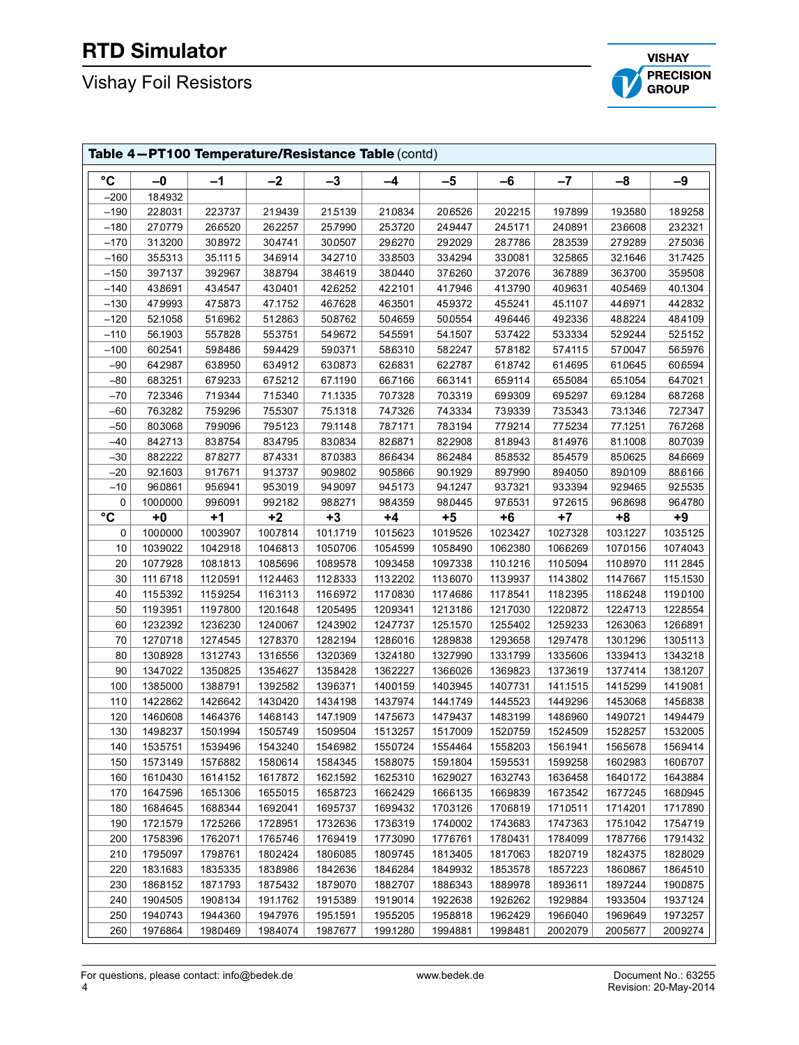**Table 4—PT100 Temperature/Resistance Table** (contd)

| °C | –0 | –1 | –2 | –3 | –4 | –5 | –6 | –7 | –8 | –9 |
|---|---|---|---|---|---|---|---|---|---|---|
| –200 | 184932 | | | | | | | | | |
| –190 | 228031 | 223737 | 219439 | 215139 | 210834 | 206526 | 202215 | 197899 | 193580 | 189258 |
| –180 | 270779 | 266520 | 262257 | 257990 | 253720 | 249447 | 245171 | 240891 | 236608 | 232321 |
| –170 | 313200 | 308972 | 304741 | 300507 | 296270 | 292029 | 287786 | 283539 | 279289 | 275036 |
| –160 | 355313 | 351115 | 346914 | 342710 | 338503 | 334294 | 330081 | 325865 | 321646 | 317425 |
| –150 | 397137 | 392967 | 388794 | 384619 | 380440 | 376260 | 372076 | 367889 | 363700 | 359508 |
| –140 | 438691 | 434547 | 430401 | 426252 | 422101 | 417946 | 413790 | 409631 | 405469 | 401304 |
| –130 | 479993 | 475873 | 471752 | 467628 | 463501 | 459372 | 455241 | 451107 | 446971 | 442832 |
| –120 | 521058 | 516962 | 512863 | 508762 | 504659 | 500554 | 496446 | 492336 | 488224 | 484109 |
| –110 | 561903 | 557828 | 553751 | 549672 | 545591 | 541507 | 537422 | 533334 | 529244 | 525152 |
| –100 | 602541 | 598486 | 594429 | 590371 | 586310 | 582247 | 578182 | 574115 | 570047 | 565976 |
| –90 | 642987 | 638950 | 634912 | 630873 | 626831 | 622787 | 618742 | 614695 | 610645 | 606594 |
| –80 | 683251 | 679233 | 675212 | 671190 | 667166 | 663141 | 659114 | 655084 | 651054 | 647021 |
| –70 | 723346 | 719344 | 715340 | 711335 | 707328 | 703319 | 699309 | 695297 | 691284 | 687268 |
| –60 | 763282 | 759296 | 755307 | 751318 | 747326 | 743334 | 739339 | 735343 | 731346 | 727347 |
| –50 | 803068 | 799096 | 795123 | 791148 | 787171 | 783194 | 779214 | 775234 | 771251 | 767268 |
| –40 | 842713 | 838754 | 834795 | 830834 | 826871 | 822908 | 818943 | 814976 | 811008 | 807039 |
| –30 | 882222 | 878277 | 874331 | 870383 | 866434 | 862484 | 858532 | 854579 | 850625 | 846669 |
| –20 | 921603 | 917671 | 913737 | 909802 | 905866 | 901929 | 897990 | 894050 | 890109 | 886166 |
| –10 | 960861 | 956941 | 953019 | 949097 | 945173 | 941247 | 937321 | 933394 | 929465 | 925535 |
| 0 | 1000000 | 996091 | 992182 | 988271 | 984359 | 980445 | 976531 | 972615 | 968698 | 964780 |
| **°C** | **+0** | **+1** | **+2** | **+3** | **+4** | **+5** | **+6** | **+7** | **+8** | **+9** |
| 0 | 1000000 | 1003907 | 1007814 | 1011719 | 1015623 | 1019526 | 1023427 | 1027328 | 1031227 | 1035125 |
| 10 | 1039022 | 1042918 | 1046813 | 1050706 | 1054599 | 1058490 | 1062380 | 1066269 | 1070156 | 1074043 |
| 20 | 1077928 | 1081813 | 1085696 | 1089578 | 1093458 | 1097338 | 1101216 | 1105094 | 1108970 | 1112845 |
| 30 | 1116718 | 1120591 | 1124463 | 1128333 | 1132202 | 1136070 | 1139937 | 1143802 | 1147667 | 1151530 |
| 40 | 1155392 | 1159254 | 1163113 | 1166972 | 1170830 | 1174686 | 1178541 | 1182395 | 1186248 | 1190100 |
| 50 | 1193951 | 1197800 | 1201648 | 1205495 | 1209341 | 1213186 | 1217030 | 1220872 | 1224713 | 1228554 |
| 60 | 1232392 | 1236230 | 1240067 | 1243902 | 1247737 | 1251570 | 1255402 | 1259233 | 1263063 | 1266891 |
| 70 | 1270718 | 1274545 | 1278370 | 1282194 | 1286016 | 1289838 | 1293658 | 1297478 | 1301296 | 1305113 |
| 80 | 1308928 | 1312743 | 1316556 | 1320369 | 1324180 | 1327990 | 1331799 | 1335606 | 1339413 | 1343218 |
| 90 | 1347022 | 1350825 | 1354627 | 1358428 | 1362227 | 1366026 | 1369823 | 1373619 | 1377414 | 1381207 |
| 100 | 1385000 | 1388791 | 1392582 | 1396371 | 1400159 | 1403945 | 1407731 | 1411515 | 1415299 | 1419081 |
| 110 | 1422862 | 1426642 | 1430420 | 1434198 | 1437974 | 1441749 | 1445523 | 1449296 | 1453068 | 1456838 |
| 120 | 1460608 | 1464376 | 1468143 | 1471909 | 1475673 | 1479437 | 1483199 | 1486960 | 1490721 | 1494479 |
| 130 | 1498237 | 1501994 | 1505749 | 1509504 | 1513257 | 1517009 | 1520759 | 1524509 | 1528257 | 1532005 |
| 140 | 1535751 | 1539496 | 1543240 | 1546982 | 1550724 | 1554464 | 1558203 | 1561941 | 1565678 | 1569414 |
| 150 | 1573149 | 1576882 | 1580614 | 1584345 | 1588075 | 1591804 | 1595531 | 1599258 | 1602983 | 1606707 |
| 160 | 1610430 | 1614152 | 1617872 | 1621592 | 1625310 | 1629027 | 1632743 | 1636458 | 1640172 | 1643884 |
| 170 | 1647596 | 1651306 | 1655015 | 1658723 | 1662429 | 1666135 | 1669839 | 1673542 | 1677245 | 1680945 |
| 180 | 1684645 | 1688344 | 1692041 | 1695737 | 1699432 | 1703126 | 1706819 | 1710511 | 1714201 | 1717890 |
| 190 | 1721579 | 1725266 | 1728951 | 1732636 | 1736319 | 1740002 | 1743683 | 1747363 | 1751042 | 1754719 |
| 200 | 1758396 | 1762071 | 1765746 | 1769419 | 1773090 | 1776761 | 1780431 | 1784099 | 1787766 | 1791432 |
| 210 | 1795097 | 1798761 | 1802424 | 1806085 | 1809745 | 1813405 | 1817063 | 1820719 | 1824375 | 1828029 |
| 220 | 1831683 | 1835335 | 1838986 | 1842636 | 1846284 | 1849932 | 1853578 | 1857223 | 1860867 | 1864510 |
| 230 | 1868152 | 1871793 | 1875432 | 1879070 | 1882707 | 1886343 | 1889978 | 1893611 | 1897244 | 1900875 |
| 240 | 1904505 | 1908134 | 1911762 | 1915389 | 1919014 | 1922638 | 1926262 | 1929884 | 1933504 | 1937124 |
| 250 | 1940743 | 1944360 | 1947976 | 1951591 | 1955205 | 1958818 | 1962429 | 1966040 | 1969649 | 1973257 |
| 260 | 1976864 | 1980469 | 1984074 | 1987677 | 1991280 | 1994881 | 1998481 | 2002079 | 2005677 | 2009274 |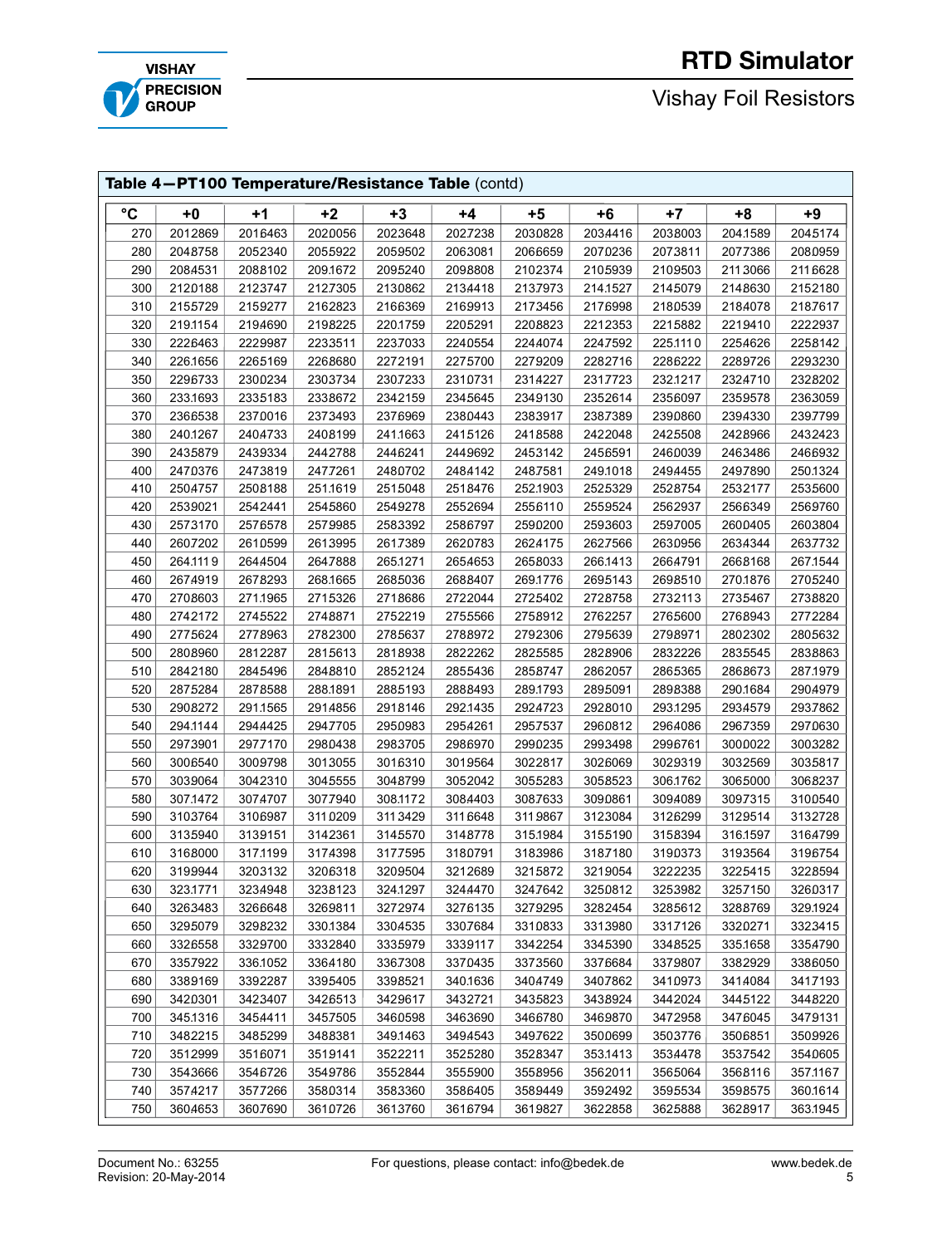**Table 4—PT100 Temperature/Resistance Table** (contd)

| °C | +0 | +1 | +2 | +3 | +4 | +5 | +6 | +7 | +8 | +9 |
|---|---|---|---|---|---|---|---|---|---|---|
| 270 | 2012869 | 2016463 | 2020056 | 2023648 | 2027238 | 2030828 | 2034416 | 2038003 | 2041589 | 2045174 |
| 280 | 2048758 | 2052340 | 2055922 | 2059502 | 2063081 | 2066659 | 2070236 | 2073811 | 2077386 | 2080959 |
| 290 | 2084531 | 2088102 | 2091672 | 2095240 | 2098808 | 2102374 | 2105939 | 2109503 | 2113066 | 2116628 |
| 300 | 2120188 | 2123747 | 2127305 | 2130862 | 2134418 | 2137973 | 2141527 | 2145079 | 2148630 | 2152180 |
| 310 | 2155729 | 2159277 | 2162823 | 2166369 | 2169913 | 2173456 | 2176998 | 2180539 | 2184078 | 2187617 |
| 320 | 2191154 | 2194690 | 2198225 | 2201759 | 2205291 | 2208823 | 2212353 | 2215882 | 2219410 | 2222937 |
| 330 | 2226463 | 2229987 | 2233511 | 2237033 | 2240554 | 2244074 | 2247592 | 2251110 | 2254626 | 2258142 |
| 340 | 2261656 | 2265169 | 2268680 | 2272191 | 2275700 | 2279209 | 2282716 | 2286222 | 2289726 | 2293230 |
| 350 | 2296733 | 2300234 | 2303734 | 2307233 | 2310731 | 2314227 | 2317723 | 2321217 | 2324710 | 2328202 |
| 360 | 2331693 | 2335183 | 2338672 | 2342159 | 2345645 | 2349130 | 2352614 | 2356097 | 2359578 | 2363059 |
| 370 | 2366538 | 2370016 | 2373493 | 2376969 | 2380443 | 2383917 | 2387389 | 2390860 | 2394330 | 2397799 |
| 380 | 2401267 | 2404733 | 2408199 | 2411663 | 2415126 | 2418588 | 2422048 | 2425508 | 2428966 | 2432423 |
| 390 | 2435879 | 2439334 | 2442788 | 2446241 | 2449692 | 2453142 | 2456591 | 2460039 | 2463486 | 2466932 |
| 400 | 2470376 | 2473819 | 2477261 | 2480702 | 2484142 | 2487581 | 2491018 | 2494455 | 2497890 | 2501324 |
| 410 | 2504757 | 2508188 | 2511619 | 2515048 | 2518476 | 2521903 | 2525329 | 2528754 | 2532177 | 2535600 |
| 420 | 2539021 | 2542441 | 2545860 | 2549278 | 2552694 | 2556110 | 2559524 | 2562937 | 2566349 | 2569760 |
| 430 | 2573170 | 2576578 | 2579985 | 2583392 | 2586797 | 2590200 | 2593603 | 2597005 | 2600405 | 2603804 |
| 440 | 2607202 | 2610599 | 2613995 | 2617389 | 2620783 | 2624175 | 2627566 | 2630956 | 2634344 | 2637732 |
| 450 | 2641119 | 2644504 | 2647888 | 2651271 | 2654653 | 2658033 | 2661413 | 2664791 | 2668168 | 2671544 |
| 460 | 2674919 | 2678293 | 2681665 | 2685036 | 2688407 | 2691776 | 2695143 | 2698510 | 2701876 | 2705240 |
| 470 | 2708603 | 2711965 | 2715326 | 2718686 | 2722044 | 2725402 | 2728758 | 2732113 | 2735467 | 2738820 |
| 480 | 2742172 | 2745522 | 2748871 | 2752219 | 2755566 | 2758912 | 2762257 | 2765600 | 2768943 | 2772284 |
| 490 | 2775624 | 2778963 | 2782300 | 2785637 | 2788972 | 2792306 | 2795639 | 2798971 | 2802302 | 2805632 |
| 500 | 2808960 | 2812287 | 2815613 | 2818938 | 2822262 | 2825585 | 2828906 | 2832226 | 2835545 | 2838863 |
| 510 | 2842180 | 2845496 | 2848810 | 2852124 | 2855436 | 2858747 | 2862057 | 2865365 | 2868673 | 2871979 |
| 520 | 2875284 | 2878588 | 2881891 | 2885193 | 2888493 | 2891793 | 2895091 | 2898388 | 2901684 | 2904979 |
| 530 | 2908272 | 2911565 | 2914856 | 2918146 | 2921435 | 2924723 | 2928010 | 2931295 | 2934579 | 2937862 |
| 540 | 2941144 | 2944425 | 2947705 | 2950983 | 2954261 | 2957537 | 2960812 | 2964086 | 2967359 | 2970630 |
| 550 | 2973901 | 2977170 | 2980438 | 2983705 | 2986970 | 2990235 | 2993498 | 2996761 | 3000022 | 3003282 |
| 560 | 3006540 | 3009798 | 3013055 | 3016310 | 3019564 | 3022817 | 3026069 | 3029319 | 3032569 | 3035817 |
| 570 | 3039064 | 3042310 | 3045555 | 3048799 | 3052042 | 3055283 | 3058523 | 3061762 | 3065000 | 3068237 |
| 580 | 3071472 | 3074707 | 3077940 | 3081172 | 3084403 | 3087633 | 3090861 | 3094089 | 3097315 | 3100540 |
| 590 | 3103764 | 3106987 | 3110209 | 3113429 | 3116648 | 3119867 | 3123084 | 3126299 | 3129514 | 3132728 |
| 600 | 3135940 | 3139151 | 3142361 | 3145570 | 3148778 | 3151984 | 3155190 | 3158394 | 3161597 | 3164799 |
| 610 | 3168000 | 3171199 | 3174398 | 3177595 | 3180791 | 3183986 | 3187180 | 3190373 | 3193564 | 3196754 |
| 620 | 3199944 | 3203132 | 3206318 | 3209504 | 3212689 | 3215872 | 3219054 | 3222235 | 3225415 | 3228594 |
| 630 | 3231771 | 3234948 | 3238123 | 3241297 | 3244470 | 3247642 | 3250812 | 3253982 | 3257150 | 3260317 |
| 640 | 3263483 | 3266648 | 3269811 | 3272974 | 3276135 | 3279295 | 3282454 | 3285612 | 3288769 | 3291924 |
| 650 | 3295079 | 3298232 | 3301384 | 3304535 | 3307684 | 3310833 | 3313980 | 3317126 | 3320271 | 3323415 |
| 660 | 3326558 | 3329700 | 3332840 | 3335979 | 3339117 | 3342254 | 3345390 | 3348525 | 3351658 | 3354790 |
| 670 | 3357922 | 3361052 | 3364180 | 3367308 | 3370435 | 3373560 | 3376684 | 3379807 | 3382929 | 3386050 |
| 680 | 3389169 | 3392287 | 3395405 | 3398521 | 3401636 | 3404749 | 3407862 | 3410973 | 3414084 | 3417193 |
| 690 | 3420301 | 3423407 | 3426513 | 3429617 | 3432721 | 3435823 | 3438924 | 3442024 | 3445122 | 3448220 |
| 700 | 3451316 | 3454411 | 3457505 | 3460598 | 3463690 | 3466780 | 3469870 | 3472958 | 3476045 | 3479131 |
| 710 | 3482215 | 3485299 | 3488381 | 3491463 | 3494543 | 3497622 | 3500699 | 3503776 | 3506851 | 3509926 |
| 720 | 3512999 | 3516071 | 3519141 | 3522211 | 3525280 | 3528347 | 3531413 | 3534478 | 3537542 | 3540605 |
| 730 | 3543666 | 3546726 | 3549786 | 3552844 | 3555900 | 3558956 | 3562011 | 3565064 | 3568116 | 3571167 |
| 740 | 3574217 | 3577266 | 3580314 | 3583360 | 3586405 | 3589449 | 3592492 | 3595534 | 3598575 | 3601614 |
| 750 | 3604653 | 3607690 | 3610726 | 3613760 | 3616794 | 3619827 | 3622858 | 3625888 | 3628917 | 3631945 |

Document No.: 63255
Revision: 20-May-2014

For questions, please contact: info@bedek.de

www.bedek.de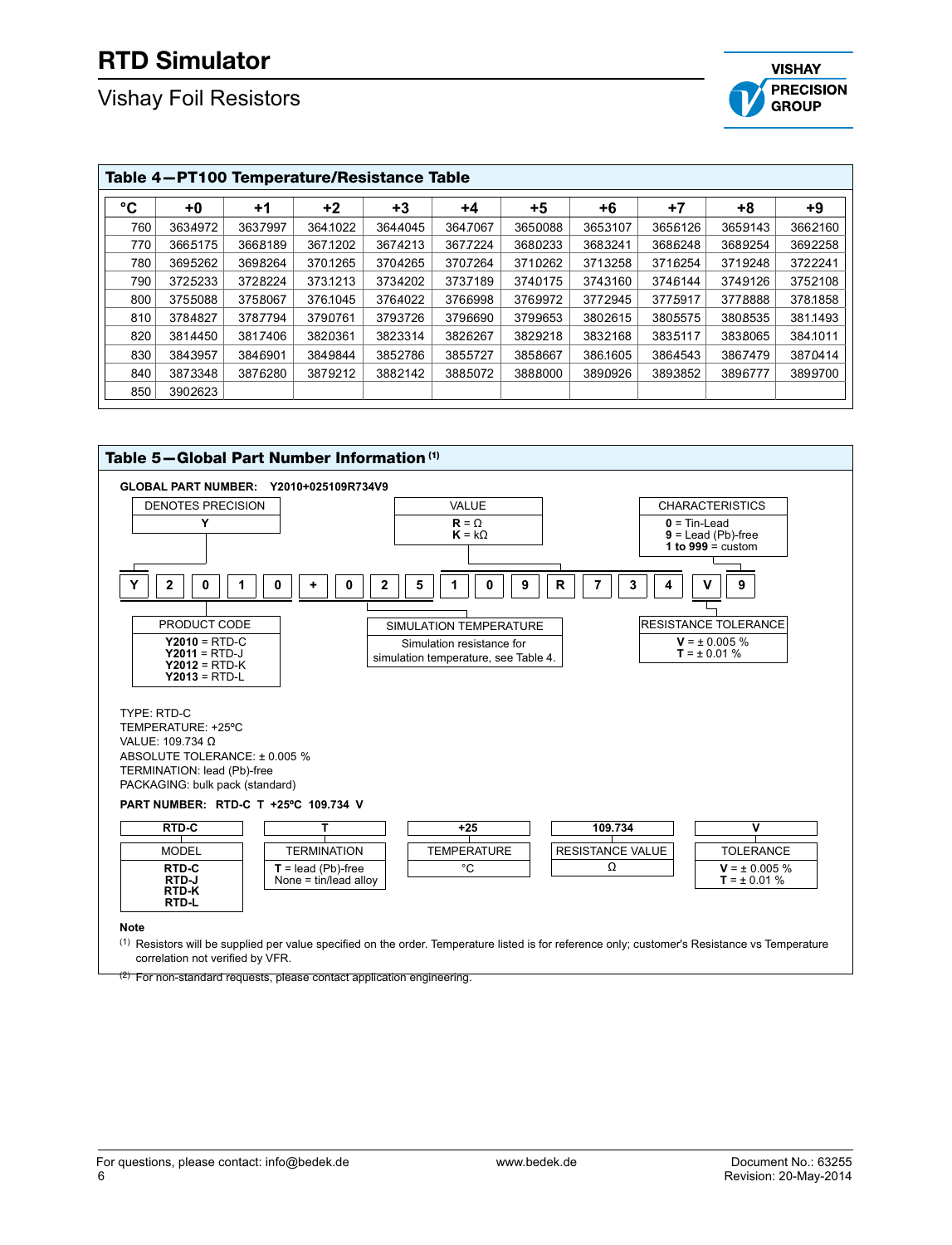## Table 4—PT100 Temperature/Resistance Table

| °C | +0 | +1 | +2 | +3 | +4 | +5 | +6 | +7 | +8 | +9 |
|---|---|---|---|---|---|---|---|---|---|---|
| 760 | 3634972 | 3637997 | 3641022 | 3644045 | 3647067 | 3650088 | 3653107 | 3656126 | 3659143 | 3662160 |
| 770 | 3665175 | 3668189 | 3671202 | 3674213 | 3677224 | 3680233 | 3683241 | 3686248 | 3689254 | 3692258 |
| 780 | 3695262 | 3698264 | 3701265 | 3704265 | 3707264 | 3710262 | 3713258 | 3716254 | 3719248 | 3722241 |
| 790 | 3725233 | 3728224 | 3731213 | 3734202 | 3737189 | 3740175 | 3743160 | 3746144 | 3749126 | 3752108 |
| 800 | 3755088 | 3758067 | 3761045 | 3764022 | 3766998 | 3769972 | 3772945 | 3775917 | 3778888 | 3781858 |
| 810 | 3784827 | 3787794 | 3790761 | 3793726 | 3796690 | 3799653 | 3802615 | 3805575 | 3808535 | 3811493 |
| 820 | 3814450 | 3817406 | 3820361 | 3823314 | 3826267 | 3829218 | 3832168 | 3835117 | 3838065 | 3841011 |
| 830 | 3843957 | 3846901 | 3849844 | 3852786 | 3855727 | 3858667 | 3861605 | 3864543 | 3867479 | 3870414 |
| 840 | 3873348 | 3876280 | 3879212 | 3882142 | 3885072 | 3888000 | 3890926 | 3893852 | 3896777 | 3899700 |
| 850 | 3902623 | | | | | | | | | |

## Table 5—Global Part Number Information [1]

**GLOBAL PART NUMBER: Y2010+025109R734V9**

| Y | 2 | 0 | 1 | 0 | + | 0 | 2 | 5 | 1 | 0 | 9 | R | 7 | 3 | 4 | V | 9 |
|---|---|---|---|---|---|---|---|---|---|---|---|---|---|---|---|---|---|

**DENOTES PRECISION**
- **Y**

**PRODUCT CODE**
- **Y2010** = RTD-C
- **Y2011** = RTD-J
- **Y2012** = RTD-K
- **Y2013** = RTD-L

**SIMULATION TEMPERATURE**
- Simulation resistance for simulation temperature, see Table 4.

**VALUE**
- **R** = Ω
- **K** = kΩ

**CHARACTERISTICS**
- **0** = Tin-Lead
- **9** = Lead (Pb)-free
- **1 to 999** = custom

**RESISTANCE TOLERANCE**
- **V** = ± 0.005 %
- **T** = ± 0.01 %

TYPE: RTD-C
TEMPERATURE: +25ºC
VALUE: 109.734 Ω
ABSOLUTE TOLERANCE: ± 0.005 %
TERMINATION: lead (Pb)-free
PACKAGING: bulk pack (standard)

**PART NUMBER: RTD-C T +25ºC 109.734 V**

| RTD-C | T | +25 | 109.734 | V |
|---|---|---|---|---|
| MODEL | TERMINATION | TEMPERATURE | RESISTANCE VALUE | TOLERANCE |
| **RTD-C**<br>**RTD-J**<br>**RTD-K**<br>**RTD-L** | **T** = lead (Pb)-free<br>None = tin/lead alloy | °C | Ω | **V** = ± 0.005 %<br>**T** = ± 0.01 % |

**Note**

[1] Resistors will be supplied per value specified on the order. Temperature listed is for reference only; customer's Resistance vs Temperature correlation not verified by VFR.

[2] For non-standard requests, please contact application engineering.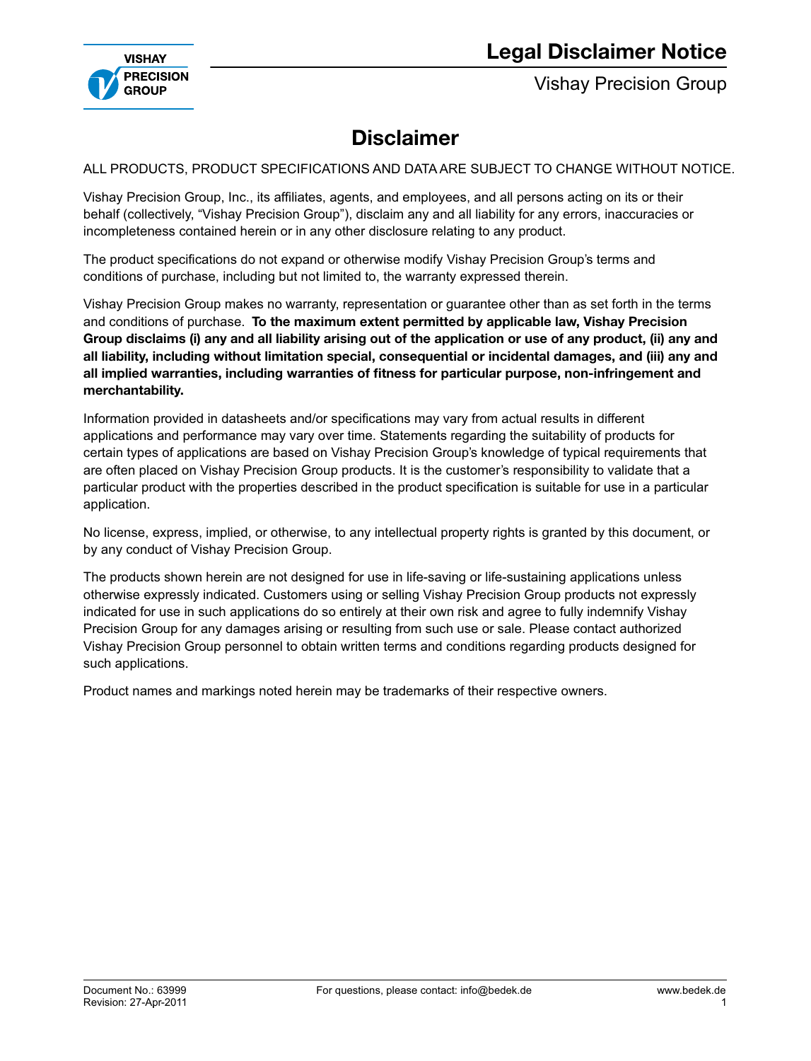# Legal Disclaimer Notice

Vishay Precision Group

## Disclaimer

ALL PRODUCTS, PRODUCT SPECIFICATIONS AND DATA ARE SUBJECT TO CHANGE WITHOUT NOTICE.

Vishay Precision Group, Inc., its affiliates, agents, and employees, and all persons acting on its or their behalf (collectively, “Vishay Precision Group”), disclaim any and all liability for any errors, inaccuracies or incompleteness contained herein or in any other disclosure relating to any product.

The product specifications do not expand or otherwise modify Vishay Precision Group’s terms and conditions of purchase, including but not limited to, the warranty expressed therein.

Vishay Precision Group makes no warranty, representation or guarantee other than as set forth in the terms and conditions of purchase. **To the maximum extent permitted by applicable law, Vishay Precision Group disclaims (i) any and all liability arising out of the application or use of any product, (ii) any and all liability, including without limitation special, consequential or incidental damages, and (iii) any and all implied warranties, including warranties of fitness for particular purpose, non-infringement and merchantability.**

Information provided in datasheets and/or specifications may vary from actual results in different applications and performance may vary over time. Statements regarding the suitability of products for certain types of applications are based on Vishay Precision Group’s knowledge of typical requirements that are often placed on Vishay Precision Group products. It is the customer’s responsibility to validate that a particular product with the properties described in the product specification is suitable for use in a particular application.

No license, express, implied, or otherwise, to any intellectual property rights is granted by this document, or by any conduct of Vishay Precision Group.

The products shown herein are not designed for use in life-saving or life-sustaining applications unless otherwise expressly indicated. Customers using or selling Vishay Precision Group products not expressly indicated for use in such applications do so entirely at their own risk and agree to fully indemnify Vishay Precision Group for any damages arising or resulting from such use or sale. Please contact authorized Vishay Precision Group personnel to obtain written terms and conditions regarding products designed for such applications.

Product names and markings noted herein may be trademarks of their respective owners.

Document No.: 63999
Revision: 27-Apr-2011

For questions, please contact: info@bedek.de

www.bedek.de